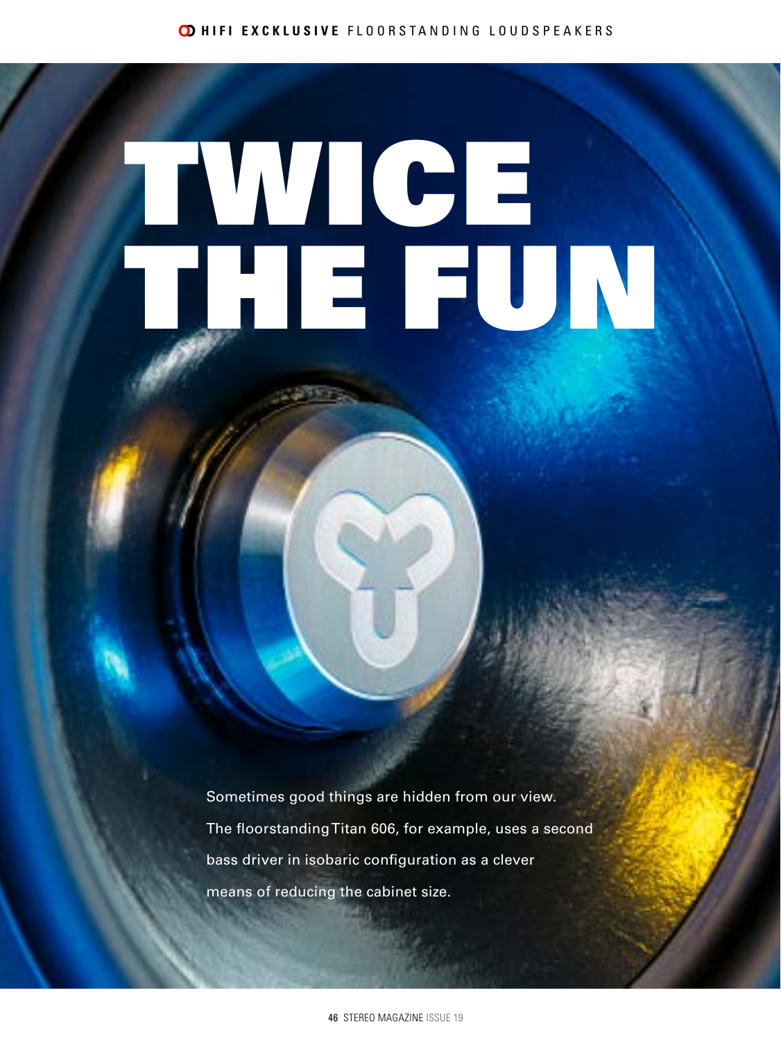# TWICE THE FUN

Sometimes good things are hidden from our view. The floorstanding Titan 606, for example, uses a second bass driver in isobaric configuration as a clever means of reducing the cabinet size.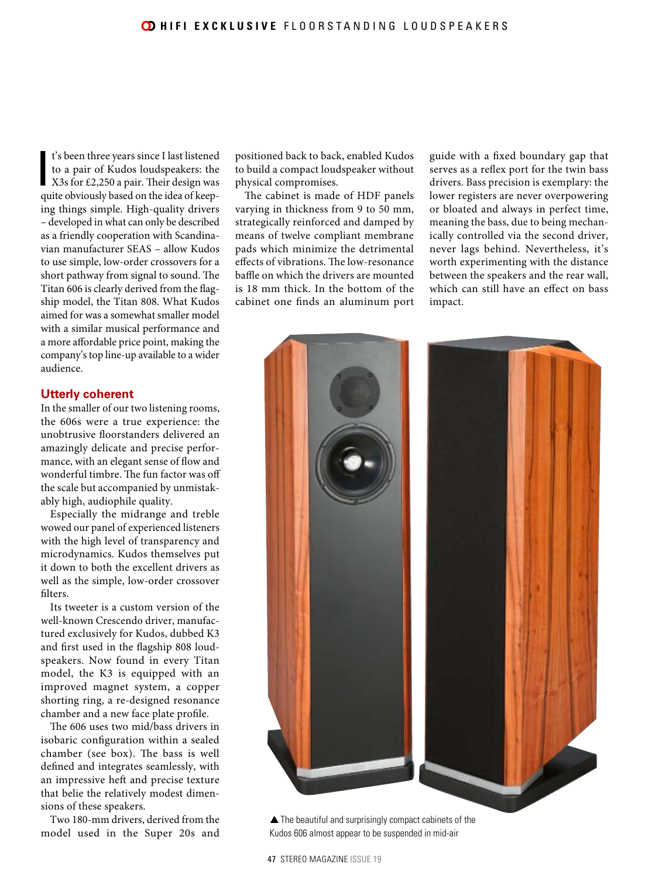It's been three years since I last listened to a pair of Kudos loudspeakers: the X3s for £2,250 a pair. Their design was quite obviously based on the idea of keeping things simple. High-quality drivers – developed in what can only be described as a friendly cooperation with Scandinavian manufacturer SEAS – allow Kudos to use simple, low-order crossovers for a short pathway from signal to sound. The Titan 606 is clearly derived from the flagship model, the Titan 808. What Kudos aimed for was a somewhat smaller model with a similar musical performance and a more affordable price point, making the company's top line-up available to a wider audience.

## Utterly coherent

In the smaller of our two listening rooms, the 606s were a true experience: the unobtrusive floorstanders delivered an amazingly delicate and precise performance, with an elegant sense of flow and wonderful timbre. The fun factor was off the scale but accompanied by unmistakably high, audiophile quality.

Especially the midrange and treble wowed our panel of experienced listeners with the high level of transparency and microdynamics. Kudos themselves put it down to both the excellent drivers as well as the simple, low-order crossover filters.

Its tweeter is a custom version of the well-known Crescendo driver, manufactured exclusively for Kudos, dubbed K3 and first used in the flagship 808 loudspeakers. Now found in every Titan model, the K3 is equipped with an improved magnet system, a copper shorting ring, a re-designed resonance chamber and a new face plate profile.

The 606 uses two mid/bass drivers in isobaric configuration within a sealed chamber (see box). The bass is well defined and integrates seamlessly, with an impressive heft and precise texture that belie the relatively modest dimensions of these speakers.

Two 180-mm drivers, derived from the model used in the Super 20s and positioned back to back, enabled Kudos to build a compact loudspeaker without physical compromises.

The cabinet is made of HDF panels varying in thickness from 9 to 50 mm, strategically reinforced and damped by means of twelve compliant membrane pads which minimize the detrimental effects of vibrations. The low-resonance baffle on which the drivers are mounted is 18 mm thick. In the bottom of the cabinet one finds an aluminum port guide with a fixed boundary gap that serves as a reflex port for the twin bass drivers. Bass precision is exemplary: the lower registers are never overpowering or bloated and always in perfect time, meaning the bass, due to being mechanically controlled via the second driver, never lags behind. Nevertheless, it's worth experimenting with the distance between the speakers and the rear wall, which can still have an effect on bass impact.

▲ The beautiful and surprisingly compact cabinets of the Kudos 606 almost appear to be suspended in mid-air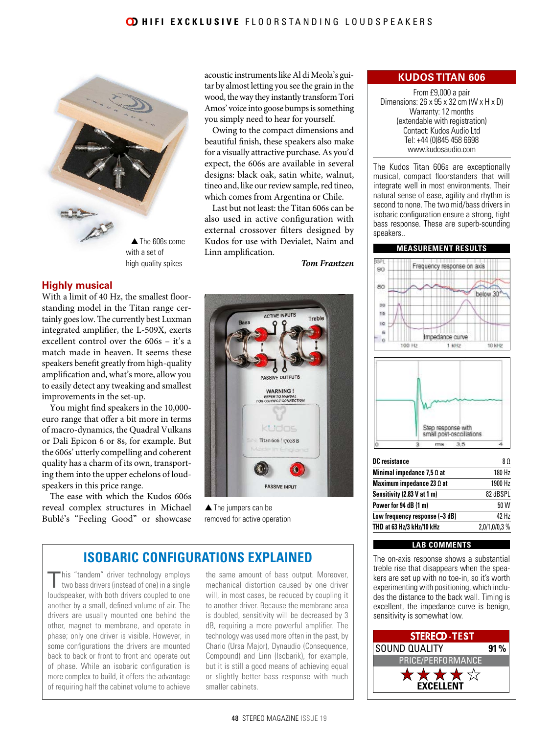▲ The 606s come with a set of high-quality spikes

## Highly musical

With a limit of 40 Hz, the smallest floor-standing model in the Titan range certainly goes low. The currently best Luxman integrated amplifier, the L-509X, exerts excellent control over the 606s – it's a match made in heaven. It seems these speakers benefit greatly from high-quality amplification and, what's more, allow you to easily detect any tweaking and smallest improvements in the set-up.

You might find speakers in the 10,000-euro range that offer a bit more in terms of macro-dynamics, the Quadral Vulkans or Dali Epicon 6 or 8s, for example. But the 606s' utterly compelling and coherent quality has a charm of its own, transporting them into the upper echelons of loudspeakers in this price range.

The ease with which the Kudos 606s reveal complex structures in Michael Bublé's "Feeling Good" or showcase acoustic instruments like Al di Meola's guitar by almost letting you see the grain in the wood, the way they instantly transform Tori Amos' voice into goose bumps is something you simply need to hear for yourself.

Owing to the compact dimensions and beautiful finish, these speakers also make for a visually attractive purchase. As you'd expect, the 606s are available in several designs: black oak, satin white, walnut, tineo and, like our review sample, red tineo, which comes from Argentina or Chile.

Last but not least: the Titan 606s can be also used in active configuration with external crossover filters designed by Kudos for use with Devialet, Naim and Linn amplification.

***Tom Frantzen***

ACTIVE INPUTS
Bass
Treble
PASSIVE OUTPUTS
WARNING !
REFER TO MANUAL FOR CORRECT CONNECTION
KUDOS
Titan 606 / 17028 B
Made in England
PASSIVE INPUT

▲ The jumpers can be removed for active operation

## ISOBARIC CONFIGURATIONS EXPLAINED

This "tandem" driver technology employs two bass drivers (instead of one) in a single loudspeaker, with both drivers coupled to one another by a small, defined volume of air. The drivers are usually mounted one behind the other, magnet to membrane, and operate in phase; only one driver is visible. However, in some configurations the drivers are mounted back to back or front to front and operate out of phase. While an isobaric configuration is more complex to build, it offers the advantage of requiring half the cabinet volume to achieve the same amount of bass output. Moreover, mechanical distortion caused by one driver will, in most cases, be reduced by coupling it to another driver. Because the membrane area is doubled, sensitivity will be decreased by 3 dB, requiring a more powerful amplifier. The technology was used more often in the past, by Chario (Ursa Major), Dynaudio (Consequence, Compound) and Linn (Isobarik), for example, but it is still a good means of achieving equal or slightly better bass response with much smaller cabinets.

## KUDOS TITAN 606

From £9,000 a pair
Dimensions: 26 x 95 x 32 cm (W x H x D)
Warranty: 12 months
(extendable with registration)
Contact: Kudos Audio Ltd
Tel: +44 (0)845 458 6698
www.kudosaudio.com

The Kudos Titan 606s are exceptionally musical, compact floorstanders that will integrate well in most environments. Their natural sense of ease, agility and rhythm is second to none. The two mid/bass drivers in isobaric configuration ensure a strong, tight bass response. These are superb-sounding speakers..

### MEASUREMENT RESULTS

dBSPL
90
80
Frequency response on axis
below 30°
Impedance curve
100 Hz
1 kHz
10 kHz

Step response with small post-oscillations
0
3
ms
3.5
4

| | |
|---|---|
| DC resistance | 8 Ω |
| Minimal impedance 7,5 Ω at | 180 Hz |
| Maximum impedance 23 Ω at | 1900 Hz |
| Sensitivity (2.83 V at 1 m) | 82 dBSPL |
| Power for 94 dB (1 m) | 50 W |
| Low frequency response (–3 dB) | 42 Hz |
| THD at 63 Hz/3 kHz/10 kHz | 2,0/1,0/0,3 % |

### LAB COMMENTS

The on-axis response shows a substantial treble rise that disappears when the speakers are set up with no toe-in, so it's worth experimenting with positioning, which includes the distance to the back wall. Timing is excellent, the impedance curve is benign, sensitivity is somewhat low.

### STEREO-TEST

| | |
|---|---|
| SOUND QUALITY | 91 % |
| PRICE/PERFORMANCE | ★★★★☆ EXCELLENT |